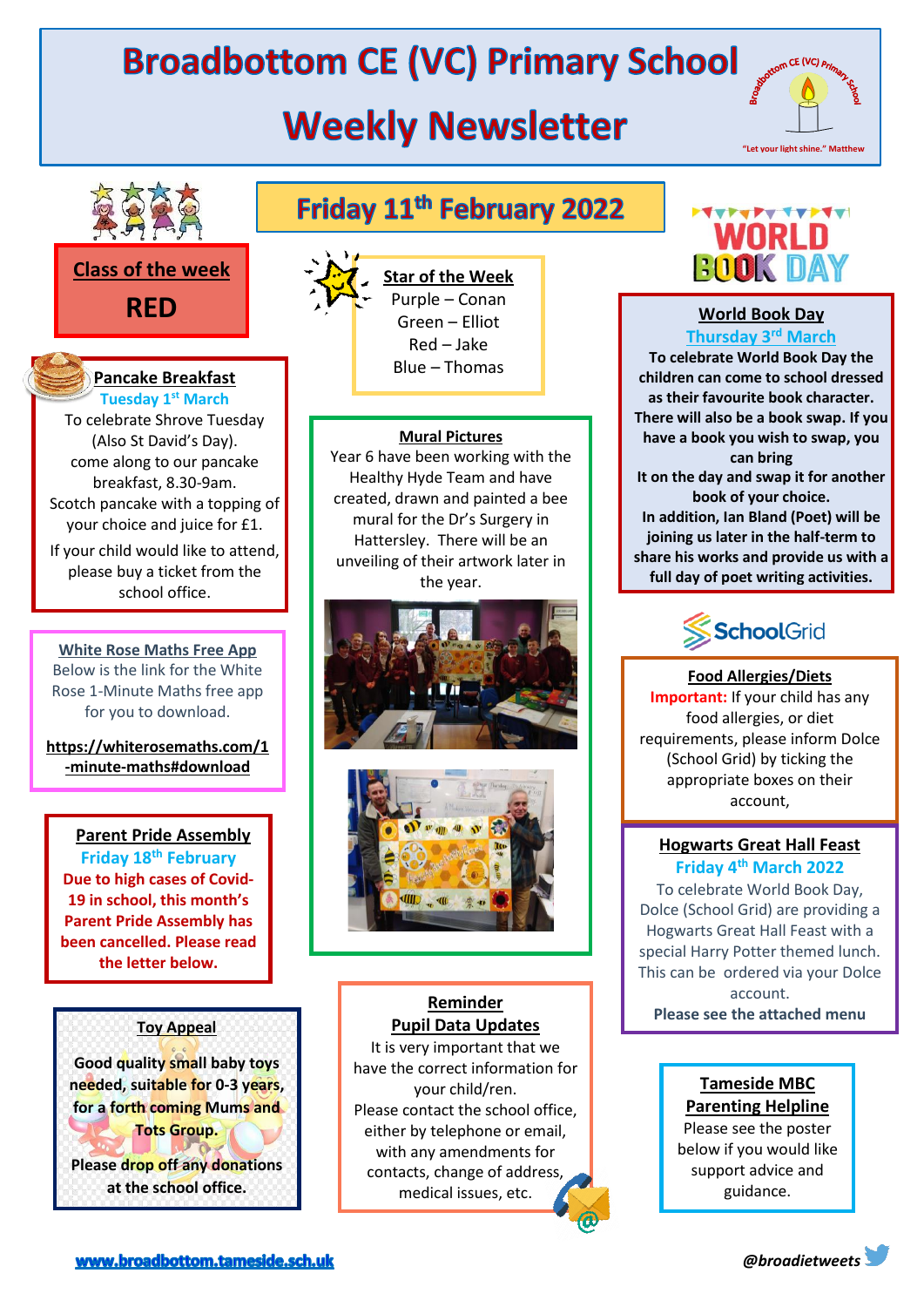# Broadbottom CE (VC) Primary School

# Weekly Newsletter

"Let your light shine." Matthew

## Friday 11th February 2022

### Class of the week

**RED**

### Star of the Week

Purple – Conan
Green – Elliot
Red – Jake
Blue – Thomas

### World Book Day

**Thursday 3rd March**

**To celebrate World Book Day the children can come to school dressed as their favourite book character. There will also be a book swap. If you have a book you wish to swap, you can bring it on the day and swap it for another book of your choice.**

**In addition, Ian Bland (Poet) will be joining us later in the half-term to share his works and provide us with a full day of poet writing activities.**

### Pancake Breakfast

**Tuesday 1st March**

To celebrate Shrove Tuesday (Also St David's Day).
come along to our pancake breakfast, 8.30-9am.
Scotch pancake with a topping of your choice and juice for £1.

If your child would like to attend, please buy a ticket from the school office.

### Mural Pictures

Year 6 have been working with the Healthy Hyde Team and have created, drawn and painted a bee mural for the Dr's Surgery in Hattersley. There will be an unveiling of their artwork later in the year.

### White Rose Maths Free App

Below is the link for the White Rose 1-Minute Maths free app for you to download.

**https://whiterosemaths.com/1-minute-maths#download**

### Food Allergies/Diets

**Important:** If your child has any food allergies, or diet requirements, please inform Dolce (School Grid) by ticking the appropriate boxes on their account,

### Hogwarts Great Hall Feast

**Friday 4th March 2022**

To celebrate World Book Day, Dolce (School Grid) are providing a Hogwarts Great Hall Feast with a special Harry Potter themed lunch. This can be ordered via your Dolce account.

**Please see the attached menu**

### Parent Pride Assembly

**Friday 18th February**

**Due to high cases of Covid-19 in school, this month's Parent Pride Assembly has been cancelled. Please read the letter below.**

### Toy Appeal

**Good quality small baby toys needed, suitable for 0-3 years, for a forth coming Mums and Tots Group.**

**Please drop off any donations at the school office.**

### Reminder
### Pupil Data Updates

It is very important that we have the correct information for your child/ren.
Please contact the school office, either by telephone or email, with any amendments for contacts, change of address, medical issues, etc.

### Tameside MBC Parenting Helpline

Please see the poster below if you would like support advice and guidance.

www.broadbottom.tameside.sch.uk

@broadietweets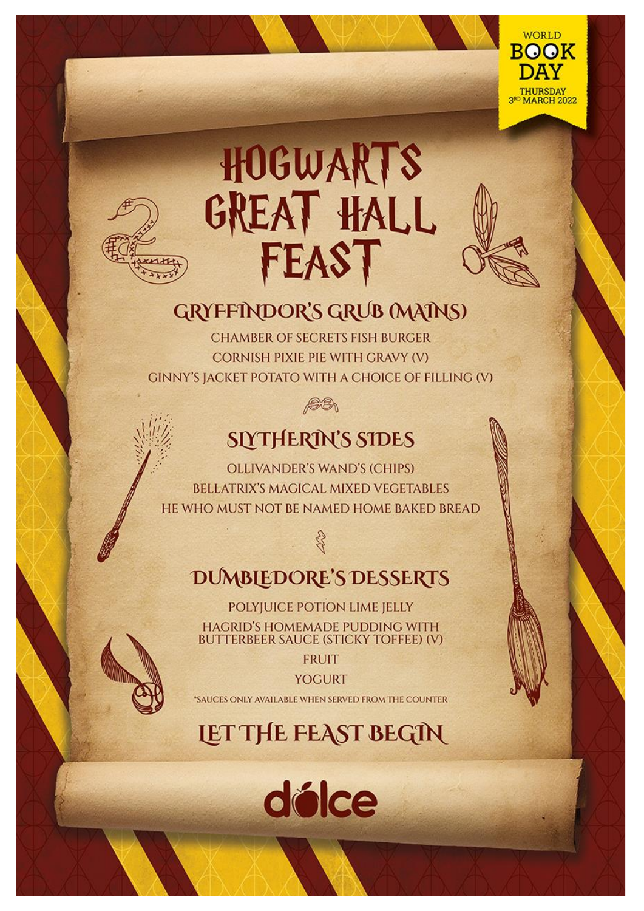WORLD BOOK DAY
THURSDAY 3RD MARCH 2022

# HOGWARTS GREAT HALL FEAST

## GRYFFINDOR'S GRUB (MAINS)

CHAMBER OF SECRETS FISH BURGER
CORNISH PIXIE PIE WITH GRAVY (V)
GINNY'S JACKET POTATO WITH A CHOICE OF FILLING (V)

## SLYTHERIN'S SIDES

OLLIVANDER'S WAND'S (CHIPS)
BELLATRIX'S MAGICAL MIXED VEGETABLES
HE WHO MUST NOT BE NAMED HOME BAKED BREAD

## DUMBLEDORE'S DESSERTS

POLYJUICE POTION LIME JELLY
HAGRID'S HOMEMADE PUDDING WITH BUTTERBEER SAUCE (STICKY TOFFEE) (V)
FRUIT
YOGURT

*SAUCES ONLY AVAILABLE WHEN SERVED FROM THE COUNTER

## LET THE FEAST BEGIN

dolce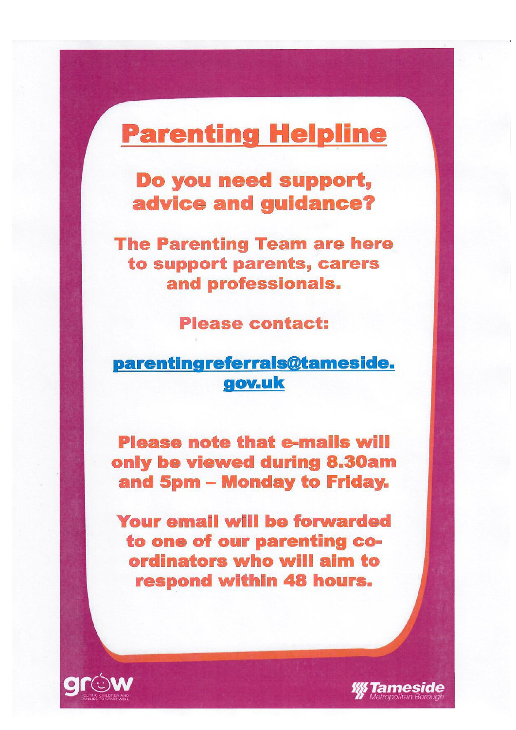# Parenting Helpline

## Do you need support, advice and guidance?

**The Parenting Team are here to support parents, carers and professionals.**

**Please contact:**

**parentingreferrals@tameside.gov.uk**

**Please note that e-mails will only be viewed during 8.30am and 5pm – Monday to Friday.**

**Your email will be forwarded to one of our parenting co-ordinators who will aim to respond within 48 hours.**

grow HELPING CHILDREN AND FAMILIES TO START WELL

Tameside Metropolitan Borough